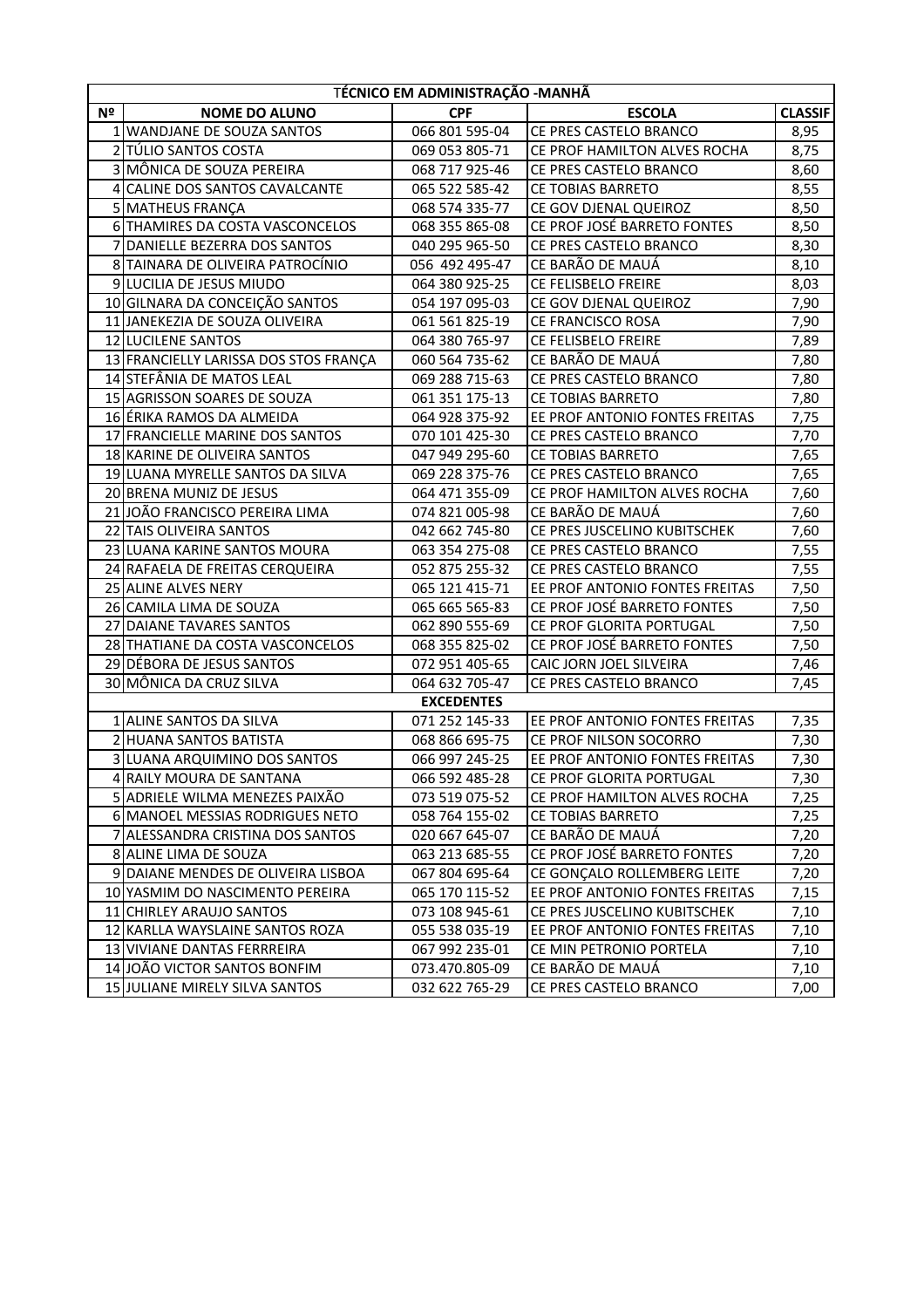| TÉCNICO EM ADMINISTRAÇÃO -MANHÃ | | | | |
|---|---|---|---|---|
| Nº | NOME DO ALUNO | CPF | ESCOLA | CLASSIF |
| 1 | WANDJANE DE SOUZA SANTOS | 066 801 595-04 | CE PRES CASTELO BRANCO | 8,95 |
| 2 | TÚLIO SANTOS COSTA | 069 053 805-71 | CE PROF HAMILTON ALVES ROCHA | 8,75 |
| 3 | MÔNICA DE SOUZA PEREIRA | 068 717 925-46 | CE PRES CASTELO BRANCO | 8,60 |
| 4 | CALINE DOS SANTOS CAVALCANTE | 065 522 585-42 | CE TOBIAS BARRETO | 8,55 |
| 5 | MATHEUS FRANÇA | 068 574 335-77 | CE GOV DJENAL QUEIROZ | 8,50 |
| 6 | THAMIRES DA COSTA VASCONCELOS | 068 355 865-08 | CE PROF JOSÉ BARRETO FONTES | 8,50 |
| 7 | DANIELLE BEZERRA DOS SANTOS | 040 295 965-50 | CE PRES CASTELO BRANCO | 8,30 |
| 8 | TAINARA DE OLIVEIRA PATROCÍNIO | 056 492 495-47 | CE BARÃO DE MAUÁ | 8,10 |
| 9 | LUCILIA DE JESUS MIUDO | 064 380 925-25 | CE FELISBELO FREIRE | 8,03 |
| 10 | GILNARA DA CONCEIÇÃO SANTOS | 054 197 095-03 | CE GOV DJENAL QUEIROZ | 7,90 |
| 11 | JANEKEZIA DE SOUZA OLIVEIRA | 061 561 825-19 | CE FRANCISCO ROSA | 7,90 |
| 12 | LUCILENE SANTOS | 064 380 765-97 | CE FELISBELO FREIRE | 7,89 |
| 13 | FRANCIELLY LARISSA DOS STOS FRANÇA | 060 564 735-62 | CE BARÃO DE MAUÁ | 7,80 |
| 14 | STEFÂNIA DE MATOS LEAL | 069 288 715-63 | CE PRES CASTELO BRANCO | 7,80 |
| 15 | AGRISSON SOARES DE SOUZA | 061 351 175-13 | CE TOBIAS BARRETO | 7,80 |
| 16 | ÉRIKA RAMOS DA ALMEIDA | 064 928 375-92 | EE PROF ANTONIO FONTES FREITAS | 7,75 |
| 17 | FRANCIELLE MARINE DOS SANTOS | 070 101 425-30 | CE PRES CASTELO BRANCO | 7,70 |
| 18 | KARINE DE OLIVEIRA SANTOS | 047 949 295-60 | CE TOBIAS BARRETO | 7,65 |
| 19 | LUANA MYRELLE SANTOS DA SILVA | 069 228 375-76 | CE PRES CASTELO BRANCO | 7,65 |
| 20 | BRENA MUNIZ DE JESUS | 064 471 355-09 | CE PROF HAMILTON ALVES ROCHA | 7,60 |
| 21 | JOÃO FRANCISCO PEREIRA LIMA | 074 821 005-98 | CE BARÃO DE MAUÁ | 7,60 |
| 22 | TAIS OLIVEIRA SANTOS | 042 662 745-80 | CE PRES JUSCELINO KUBITSCHEK | 7,60 |
| 23 | LUANA KARINE SANTOS MOURA | 063 354 275-08 | CE PRES CASTELO BRANCO | 7,55 |
| 24 | RAFAELA DE FREITAS CERQUEIRA | 052 875 255-32 | CE PRES CASTELO BRANCO | 7,55 |
| 25 | ALINE ALVES NERY | 065 121 415-71 | EE PROF ANTONIO FONTES FREITAS | 7,50 |
| 26 | CAMILA LIMA DE SOUZA | 065 665 565-83 | CE PROF JOSÉ BARRETO FONTES | 7,50 |
| 27 | DAIANE TAVARES SANTOS | 062 890 555-69 | CE PROF GLORITA PORTUGAL | 7,50 |
| 28 | THATIANE DA COSTA VASCONCELOS | 068 355 825-02 | CE PROF JOSÉ BARRETO FONTES | 7,50 |
| 29 | DÉBORA DE JESUS SANTOS | 072 951 405-65 | CAIC JORN JOEL SILVEIRA | 7,46 |
| 30 | MÔNICA DA CRUZ SILVA | 064 632 705-47 | CE PRES CASTELO BRANCO | 7,45 |
| EXCEDENTES | | | | |
| 1 | ALINE SANTOS DA SILVA | 071 252 145-33 | EE PROF ANTONIO FONTES FREITAS | 7,35 |
| 2 | HUANA SANTOS BATISTA | 068 866 695-75 | CE PROF NILSON SOCORRO | 7,30 |
| 3 | LUANA ARQUIMINO DOS SANTOS | 066 997 245-25 | EE PROF ANTONIO FONTES FREITAS | 7,30 |
| 4 | RAILY MOURA DE SANTANA | 066 592 485-28 | CE PROF GLORITA PORTUGAL | 7,30 |
| 5 | ADRIELE WILMA MENEZES PAIXÃO | 073 519 075-52 | CE PROF HAMILTON ALVES ROCHA | 7,25 |
| 6 | MANOEL MESSIAS RODRIGUES NETO | 058 764 155-02 | CE TOBIAS BARRETO | 7,25 |
| 7 | ALESSANDRA CRISTINA DOS SANTOS | 020 667 645-07 | CE BARÃO DE MAUÁ | 7,20 |
| 8 | ALINE LIMA DE SOUZA | 063 213 685-55 | CE PROF JOSÉ BARRETO FONTES | 7,20 |
| 9 | DAIANE MENDES DE OLIVEIRA LISBOA | 067 804 695-64 | CE GONÇALO ROLLEMBERG LEITE | 7,20 |
| 10 | YASMIM DO NASCIMENTO PEREIRA | 065 170 115-52 | EE PROF ANTONIO FONTES FREITAS | 7,15 |
| 11 | CHIRLEY ARAUJO SANTOS | 073 108 945-61 | CE PRES JUSCELINO KUBITSCHEK | 7,10 |
| 12 | KARLLA WAYSLAINE SANTOS ROZA | 055 538 035-19 | EE PROF ANTONIO FONTES FREITAS | 7,10 |
| 13 | VIVIANE DANTAS FERRREIRA | 067 992 235-01 | CE MIN PETRONIO PORTELA | 7,10 |
| 14 | JOÃO VICTOR SANTOS BONFIM | 073.470.805-09 | CE BARÃO DE MAUÁ | 7,10 |
| 15 | JULIANE MIRELY SILVA SANTOS | 032 622 765-29 | CE PRES CASTELO BRANCO | 7,00 |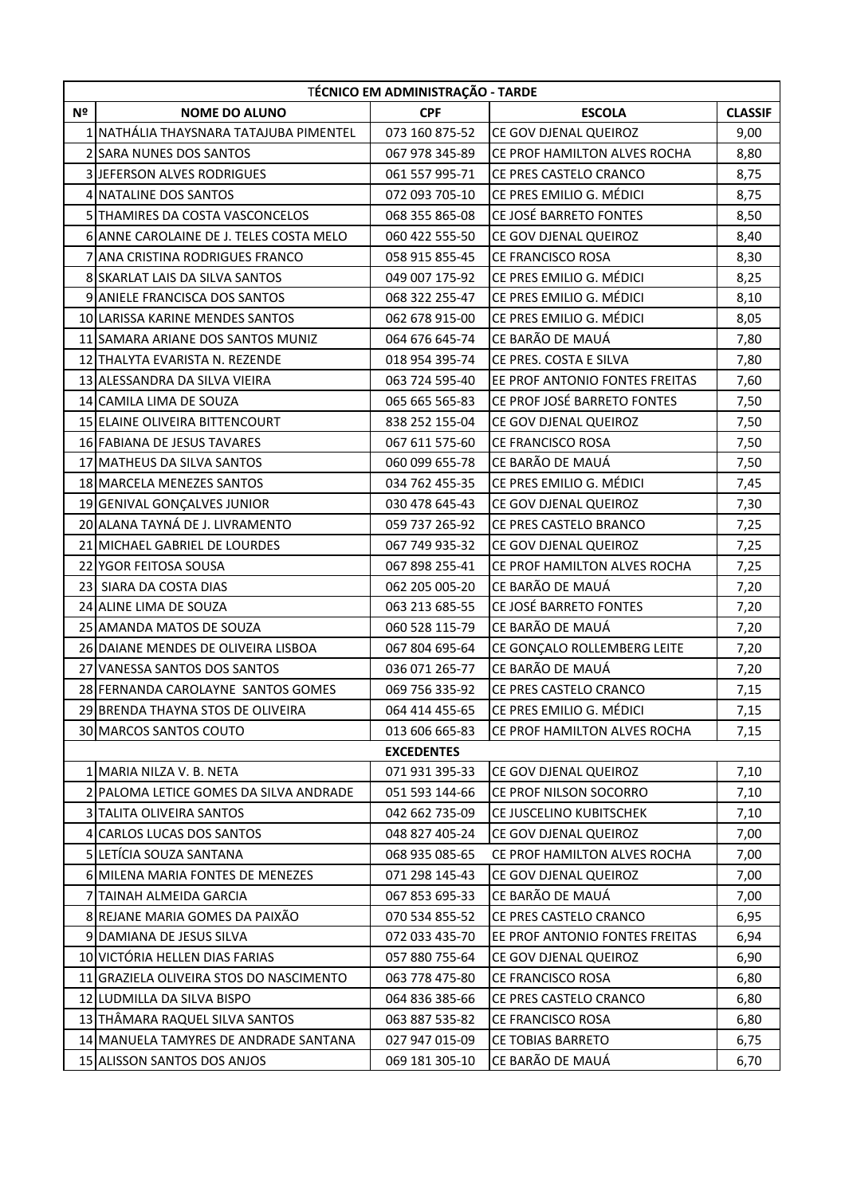| TÉCNICO EM ADMINISTRAÇÃO - TARDE | | | | |
|---|---|---|---|---|
| **Nº** | **NOME DO ALUNO** | **CPF** | **ESCOLA** | **CLASSIF** |
| 1 | NATHÁLIA THAYSNARA TATAJUBA PIMENTEL | 073 160 875-52 | CE GOV DJENAL QUEIROZ | 9,00 |
| 2 | SARA NUNES DOS SANTOS | 067 978 345-89 | CE PROF HAMILTON ALVES ROCHA | 8,80 |
| 3 | JEFERSON ALVES RODRIGUES | 061 557 995-71 | CE PRES CASTELO CRANCO | 8,75 |
| 4 | NATALINE DOS SANTOS | 072 093 705-10 | CE PRES EMILIO G. MÉDICI | 8,75 |
| 5 | THAMIRES DA COSTA VASCONCELOS | 068 355 865-08 | CE JOSÉ BARRETO FONTES | 8,50 |
| 6 | ANNE CAROLAINE DE J. TELES COSTA MELO | 060 422 555-50 | CE GOV DJENAL QUEIROZ | 8,40 |
| 7 | ANA CRISTINA RODRIGUES FRANCO | 058 915 855-45 | CE FRANCISCO ROSA | 8,30 |
| 8 | SKARLAT LAIS DA SILVA SANTOS | 049 007 175-92 | CE PRES EMILIO G. MÉDICI | 8,25 |
| 9 | ANIELE FRANCISCA DOS SANTOS | 068 322 255-47 | CE PRES EMILIO G. MÉDICI | 8,10 |
| 10 | LARISSA KARINE MENDES SANTOS | 062 678 915-00 | CE PRES EMILIO G. MÉDICI | 8,05 |
| 11 | SAMARA ARIANE DOS SANTOS MUNIZ | 064 676 645-74 | CE BARÃO DE MAUÁ | 7,80 |
| 12 | THALYTA EVARISTA N. REZENDE | 018 954 395-74 | CE PRES. COSTA E SILVA | 7,80 |
| 13 | ALESSANDRA DA SILVA VIEIRA | 063 724 595-40 | EE PROF ANTONIO FONTES FREITAS | 7,60 |
| 14 | CAMILA LIMA DE SOUZA | 065 665 565-83 | CE PROF JOSÉ BARRETO FONTES | 7,50 |
| 15 | ELAINE OLIVEIRA BITTENCOURT | 838 252 155-04 | CE GOV DJENAL QUEIROZ | 7,50 |
| 16 | FABIANA DE JESUS TAVARES | 067 611 575-60 | CE FRANCISCO ROSA | 7,50 |
| 17 | MATHEUS DA SILVA SANTOS | 060 099 655-78 | CE BARÃO DE MAUÁ | 7,50 |
| 18 | MARCELA MENEZES SANTOS | 034 762 455-35 | CE PRES EMILIO G. MÉDICI | 7,45 |
| 19 | GENIVAL GONÇALVES JUNIOR | 030 478 645-43 | CE GOV DJENAL QUEIROZ | 7,30 |
| 20 | ALANA TAYNÁ DE J. LIVRAMENTO | 059 737 265-92 | CE PRES CASTELO BRANCO | 7,25 |
| 21 | MICHAEL GABRIEL DE LOURDES | 067 749 935-32 | CE GOV DJENAL QUEIROZ | 7,25 |
| 22 | YGOR FEITOSA SOUSA | 067 898 255-41 | CE PROF HAMILTON ALVES ROCHA | 7,25 |
| 23 | SIARA DA COSTA DIAS | 062 205 005-20 | CE BARÃO DE MAUÁ | 7,20 |
| 24 | ALINE LIMA DE SOUZA | 063 213 685-55 | CE JOSÉ BARRETO FONTES | 7,20 |
| 25 | AMANDA MATOS DE SOUZA | 060 528 115-79 | CE BARÃO DE MAUÁ | 7,20 |
| 26 | DAIANE MENDES DE OLIVEIRA LISBOA | 067 804 695-64 | CE GONÇALO ROLLEMBERG LEITE | 7,20 |
| 27 | VANESSA SANTOS DOS SANTOS | 036 071 265-77 | CE BARÃO DE MAUÁ | 7,20 |
| 28 | FERNANDA CAROLAYNE SANTOS GOMES | 069 756 335-92 | CE PRES CASTELO CRANCO | 7,15 |
| 29 | BRENDA THAYNA STOS DE OLIVEIRA | 064 414 455-65 | CE PRES EMILIO G. MÉDICI | 7,15 |
| 30 | MARCOS SANTOS COUTO | 013 606 665-83 | CE PROF HAMILTON ALVES ROCHA | 7,15 |
| **EXCEDENTES** | | | | |
| 1 | MARIA NILZA V. B. NETA | 071 931 395-33 | CE GOV DJENAL QUEIROZ | 7,10 |
| 2 | PALOMA LETICE GOMES DA SILVA ANDRADE | 051 593 144-66 | CE PROF NILSON SOCORRO | 7,10 |
| 3 | TALITA OLIVEIRA SANTOS | 042 662 735-09 | CE JUSCELINO KUBITSCHEK | 7,10 |
| 4 | CARLOS LUCAS DOS SANTOS | 048 827 405-24 | CE GOV DJENAL QUEIROZ | 7,00 |
| 5 | LETÍCIA SOUZA SANTANA | 068 935 085-65 | CE PROF HAMILTON ALVES ROCHA | 7,00 |
| 6 | MILENA MARIA FONTES DE MENEZES | 071 298 145-43 | CE GOV DJENAL QUEIROZ | 7,00 |
| 7 | TAINAH ALMEIDA GARCIA | 067 853 695-33 | CE BARÃO DE MAUÁ | 7,00 |
| 8 | REJANE MARIA GOMES DA PAIXÃO | 070 534 855-52 | CE PRES CASTELO CRANCO | 6,95 |
| 9 | DAMIANA DE JESUS SILVA | 072 033 435-70 | EE PROF ANTONIO FONTES FREITAS | 6,94 |
| 10 | VICTÓRIA HELLEN DIAS FARIAS | 057 880 755-64 | CE GOV DJENAL QUEIROZ | 6,90 |
| 11 | GRAZIELA OLIVEIRA STOS DO NASCIMENTO | 063 778 475-80 | CE FRANCISCO ROSA | 6,80 |
| 12 | LUDMILLA DA SILVA BISPO | 064 836 385-66 | CE PRES CASTELO CRANCO | 6,80 |
| 13 | THÂMARA RAQUEL SILVA SANTOS | 063 887 535-82 | CE FRANCISCO ROSA | 6,80 |
| 14 | MANUELA TAMYRES DE ANDRADE SANTANA | 027 947 015-09 | CE TOBIAS BARRETO | 6,75 |
| 15 | ALISSON SANTOS DOS ANJOS | 069 181 305-10 | CE BARÃO DE MAUÁ | 6,70 |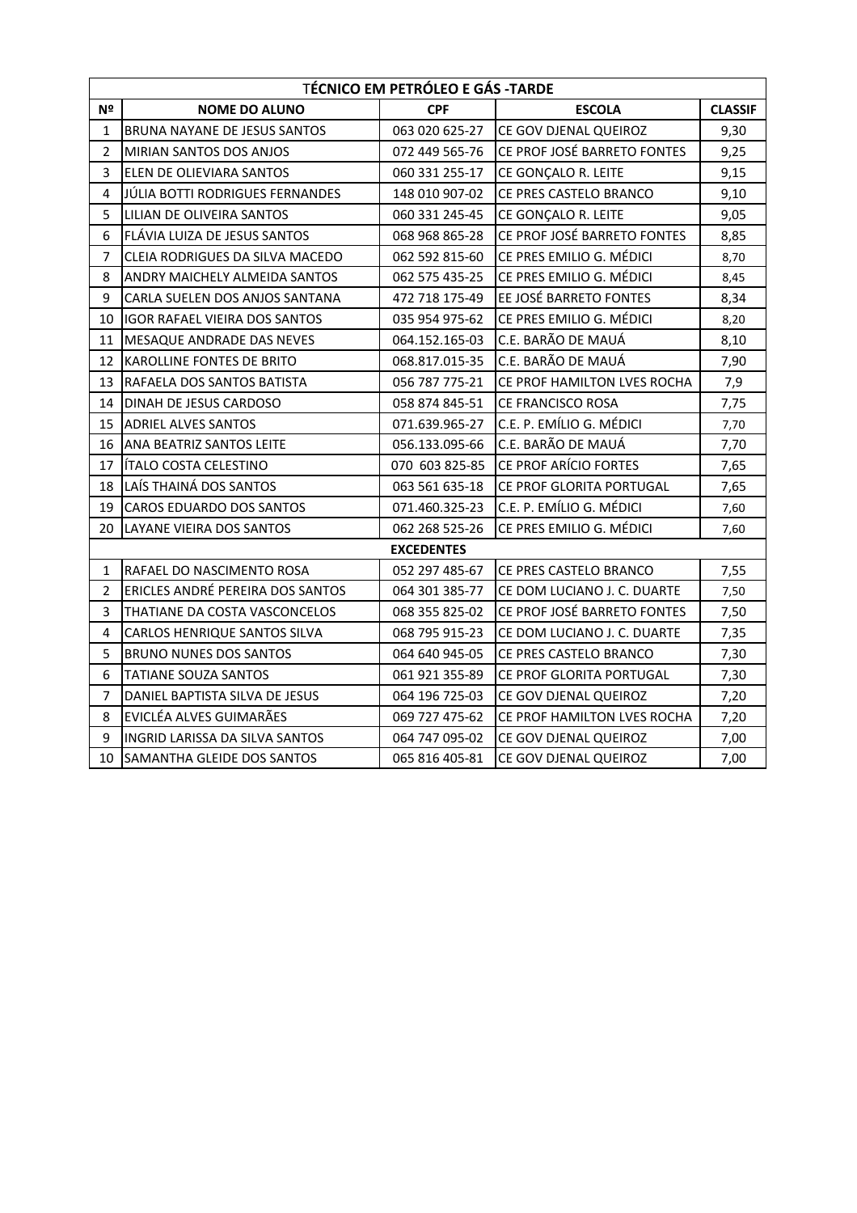| TÉCNICO EM PETRÓLEO E GÁS -TARDE | | | | |
|---|---|---|---|---|
| **Nº** | **NOME DO ALUNO** | **CPF** | **ESCOLA** | **CLASSIF** |
| 1 | BRUNA NAYANE DE JESUS SANTOS | 063 020 625-27 | CE GOV DJENAL QUEIROZ | 9,30 |
| 2 | MIRIAN SANTOS DOS ANJOS | 072 449 565-76 | CE PROF JOSÉ BARRETO FONTES | 9,25 |
| 3 | ELEN DE OLIEVIARA SANTOS | 060 331 255-17 | CE GONÇALO R. LEITE | 9,15 |
| 4 | JÚLIA BOTTI RODRIGUES FERNANDES | 148 010 907-02 | CE PRES CASTELO BRANCO | 9,10 |
| 5 | LILIAN DE OLIVEIRA SANTOS | 060 331 245-45 | CE GONÇALO R. LEITE | 9,05 |
| 6 | FLÁVIA LUIZA DE JESUS SANTOS | 068 968 865-28 | CE PROF JOSÉ BARRETO FONTES | 8,85 |
| 7 | CLEIA RODRIGUES DA SILVA MACEDO | 062 592 815-60 | CE PRES EMILIO G. MÉDICI | 8,70 |
| 8 | ANDRY MAICHELY ALMEIDA SANTOS | 062 575 435-25 | CE PRES EMILIO G. MÉDICI | 8,45 |
| 9 | CARLA SUELEN DOS ANJOS SANTANA | 472 718 175-49 | EE JOSÉ BARRETO FONTES | 8,34 |
| 10 | IGOR RAFAEL VIEIRA DOS SANTOS | 035 954 975-62 | CE PRES EMILIO G. MÉDICI | 8,20 |
| 11 | MESAQUE ANDRADE DAS NEVES | 064.152.165-03 | C.E. BARÃO DE MAUÁ | 8,10 |
| 12 | KAROLLINE FONTES DE BRITO | 068.817.015-35 | C.E. BARÃO DE MAUÁ | 7,90 |
| 13 | RAFAELA DOS SANTOS BATISTA | 056 787 775-21 | CE PROF HAMILTON LVES ROCHA | 7,9 |
| 14 | DINAH DE JESUS CARDOSO | 058 874 845-51 | CE FRANCISCO ROSA | 7,75 |
| 15 | ADRIEL ALVES SANTOS | 071.639.965-27 | C.E. P. EMÍLIO G. MÉDICI | 7,70 |
| 16 | ANA BEATRIZ SANTOS LEITE | 056.133.095-66 | C.E. BARÃO DE MAUÁ | 7,70 |
| 17 | ÍTALO COSTA CELESTINO | 070 603 825-85 | CE PROF ARÍCIO FORTES | 7,65 |
| 18 | LAÍS THAINÁ DOS SANTOS | 063 561 635-18 | CE PROF GLORITA PORTUGAL | 7,65 |
| 19 | CAROS EDUARDO DOS SANTOS | 071.460.325-23 | C.E. P. EMÍLIO G. MÉDICI | 7,60 |
| 20 | LAYANE VIEIRA DOS SANTOS | 062 268 525-26 | CE PRES EMILIO G. MÉDICI | 7,60 |
| **EXCEDENTES** | | | | |
| 1 | RAFAEL DO NASCIMENTO ROSA | 052 297 485-67 | CE PRES CASTELO BRANCO | 7,55 |
| 2 | ERICLES ANDRÉ PEREIRA DOS SANTOS | 064 301 385-77 | CE DOM LUCIANO J. C. DUARTE | 7,50 |
| 3 | THATIANE DA COSTA VASCONCELOS | 068 355 825-02 | CE PROF JOSÉ BARRETO FONTES | 7,50 |
| 4 | CARLOS HENRIQUE SANTOS SILVA | 068 795 915-23 | CE DOM LUCIANO J. C. DUARTE | 7,35 |
| 5 | BRUNO NUNES DOS SANTOS | 064 640 945-05 | CE PRES CASTELO BRANCO | 7,30 |
| 6 | TATIANE SOUZA SANTOS | 061 921 355-89 | CE PROF GLORITA PORTUGAL | 7,30 |
| 7 | DANIEL BAPTISTA SILVA DE JESUS | 064 196 725-03 | CE GOV DJENAL QUEIROZ | 7,20 |
| 8 | EVICLÉA ALVES GUIMARÃES | 069 727 475-62 | CE PROF HAMILTON LVES ROCHA | 7,20 |
| 9 | INGRID LARISSA DA SILVA SANTOS | 064 747 095-02 | CE GOV DJENAL QUEIROZ | 7,00 |
| 10 | SAMANTHA GLEIDE DOS SANTOS | 065 816 405-81 | CE GOV DJENAL QUEIROZ | 7,00 |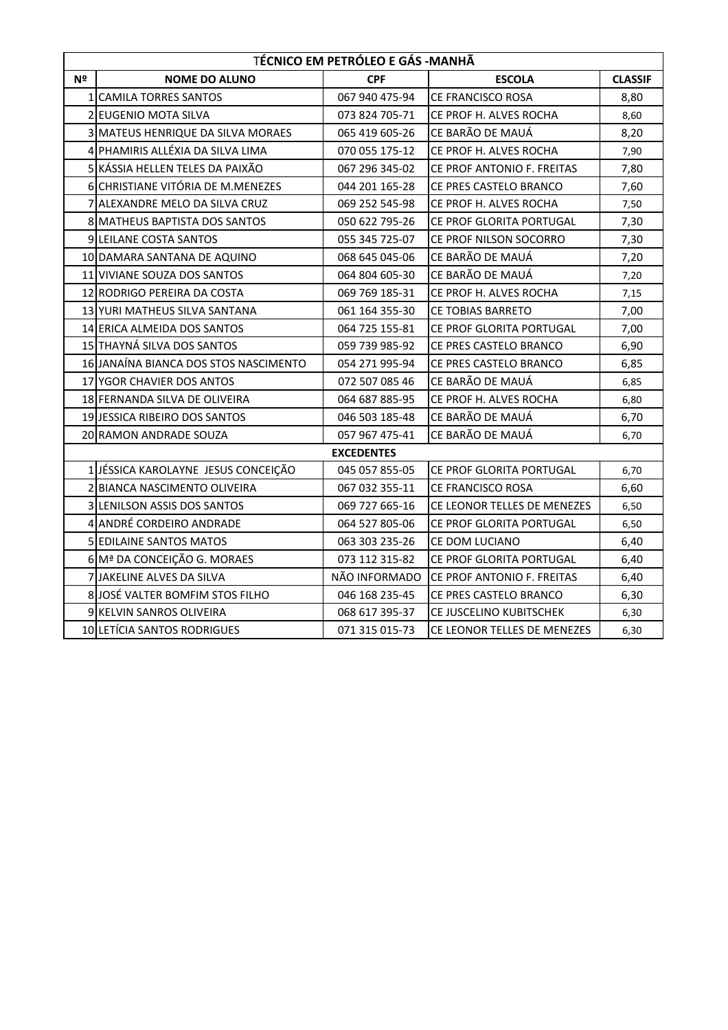| TÉCNICO EM PETRÓLEO E GÁS -MANHÃ | | | | |
|---|---|---|---|---|
| **Nº** | **NOME DO ALUNO** | **CPF** | **ESCOLA** | **CLASSIF** |
| 1 | CAMILA TORRES SANTOS | 067 940 475-94 | CE FRANCISCO ROSA | 8,80 |
| 2 | EUGENIO MOTA SILVA | 073 824 705-71 | CE PROF H. ALVES ROCHA | 8,60 |
| 3 | MATEUS HENRIQUE DA SILVA MORAES | 065 419 605-26 | CE BARÃO DE MAUÁ | 8,20 |
| 4 | PHAMIRIS ALLÉXIA DA SILVA LIMA | 070 055 175-12 | CE PROF H. ALVES ROCHA | 7,90 |
| 5 | KÁSSIA HELLEN TELES DA PAIXÃO | 067 296 345-02 | CE PROF ANTONIO F. FREITAS | 7,80 |
| 6 | CHRISTIANE VITÓRIA DE M.MENEZES | 044 201 165-28 | CE PRES CASTELO BRANCO | 7,60 |
| 7 | ALEXANDRE MELO DA SILVA CRUZ | 069 252 545-98 | CE PROF H. ALVES ROCHA | 7,50 |
| 8 | MATHEUS BAPTISTA DOS SANTOS | 050 622 795-26 | CE PROF GLORITA PORTUGAL | 7,30 |
| 9 | LEILANE COSTA SANTOS | 055 345 725-07 | CE PROF NILSON SOCORRO | 7,30 |
| 10 | DAMARA SANTANA DE AQUINO | 068 645 045-06 | CE BARÃO DE MAUÁ | 7,20 |
| 11 | VIVIANE SOUZA DOS SANTOS | 064 804 605-30 | CE BARÃO DE MAUÁ | 7,20 |
| 12 | RODRIGO PEREIRA DA COSTA | 069 769 185-31 | CE PROF H. ALVES ROCHA | 7,15 |
| 13 | YURI MATHEUS SILVA SANTANA | 061 164 355-30 | CE TOBIAS BARRETO | 7,00 |
| 14 | ERICA ALMEIDA DOS SANTOS | 064 725 155-81 | CE PROF GLORITA PORTUGAL | 7,00 |
| 15 | THAYNÁ SILVA DOS SANTOS | 059 739 985-92 | CE PRES CASTELO BRANCO | 6,90 |
| 16 | JANAÍNA BIANCA DOS STOS NASCIMENTO | 054 271 995-94 | CE PRES CASTELO BRANCO | 6,85 |
| 17 | YGOR CHAVIER DOS ANTOS | 072 507 085 46 | CE BARÃO DE MAUÁ | 6,85 |
| 18 | FERNANDA SILVA DE OLIVEIRA | 064 687 885-95 | CE PROF H. ALVES ROCHA | 6,80 |
| 19 | JESSICA RIBEIRO DOS SANTOS | 046 503 185-48 | CE BARÃO DE MAUÁ | 6,70 |
| 20 | RAMON ANDRADE SOUZA | 057 967 475-41 | CE BARÃO DE MAUÁ | 6,70 |
| **EXCEDENTES** | | | | |
| 1 | JÉSSICA KAROLAYNE JESUS CONCEIÇÃO | 045 057 855-05 | CE PROF GLORITA PORTUGAL | 6,70 |
| 2 | BIANCA NASCIMENTO OLIVEIRA | 067 032 355-11 | CE FRANCISCO ROSA | 6,60 |
| 3 | LENILSON ASSIS DOS SANTOS | 069 727 665-16 | CE LEONOR TELLES DE MENEZES | 6,50 |
| 4 | ANDRÉ CORDEIRO ANDRADE | 064 527 805-06 | CE PROF GLORITA PORTUGAL | 6,50 |
| 5 | EDILAINE SANTOS MATOS | 063 303 235-26 | CE DOM LUCIANO | 6,40 |
| 6 | Mª DA CONCEIÇÃO G. MORAES | 073 112 315-82 | CE PROF GLORITA PORTUGAL | 6,40 |
| 7 | JAKELINE ALVES DA SILVA | NÃO INFORMADO | CE PROF ANTONIO F. FREITAS | 6,40 |
| 8 | JOSÉ VALTER BOMFIM STOS FILHO | 046 168 235-45 | CE PRES CASTELO BRANCO | 6,30 |
| 9 | KELVIN SANROS OLIVEIRA | 068 617 395-37 | CE JUSCELINO KUBITSCHEK | 6,30 |
| 10 | LETÍCIA SANTOS RODRIGUES | 071 315 015-73 | CE LEONOR TELLES DE MENEZES | 6,30 |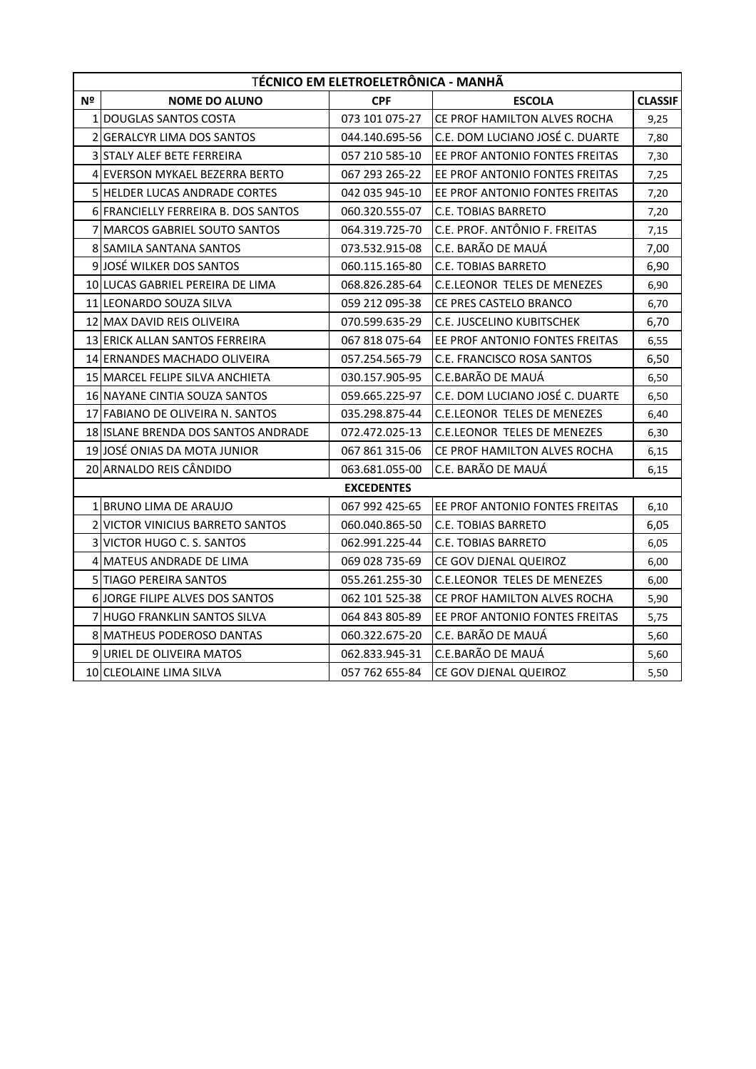| TÉCNICO EM ELETROELETRÔNICA - MANHÃ | | | | |
|---|---|---|---|---|
| **Nº** | **NOME DO ALUNO** | **CPF** | **ESCOLA** | **CLASSIF** |
| 1 | DOUGLAS SANTOS COSTA | 073 101 075-27 | CE PROF HAMILTON ALVES ROCHA | 9,25 |
| 2 | GERALCYR LIMA DOS SANTOS | 044.140.695-56 | C.E. DOM LUCIANO JOSÉ C. DUARTE | 7,80 |
| 3 | STALY ALEF BETE FERREIRA | 057 210 585-10 | EE PROF ANTONIO FONTES FREITAS | 7,30 |
| 4 | EVERSON MYKAEL BEZERRA BERTO | 067 293 265-22 | EE PROF ANTONIO FONTES FREITAS | 7,25 |
| 5 | HELDER LUCAS ANDRADE CORTES | 042 035 945-10 | EE PROF ANTONIO FONTES FREITAS | 7,20 |
| 6 | FRANCIELLY FERREIRA B. DOS SANTOS | 060.320.555-07 | C.E. TOBIAS BARRETO | 7,20 |
| 7 | MARCOS GABRIEL SOUTO SANTOS | 064.319.725-70 | C.E. PROF. ANTÔNIO F. FREITAS | 7,15 |
| 8 | SAMILA SANTANA SANTOS | 073.532.915-08 | C.E. BARÃO DE MAUÁ | 7,00 |
| 9 | JOSÉ WILKER DOS SANTOS | 060.115.165-80 | C.E. TOBIAS BARRETO | 6,90 |
| 10 | LUCAS GABRIEL PEREIRA DE LIMA | 068.826.285-64 | C.E.LEONOR TELES DE MENEZES | 6,90 |
| 11 | LEONARDO SOUZA SILVA | 059 212 095-38 | CE PRES CASTELO BRANCO | 6,70 |
| 12 | MAX DAVID REIS OLIVEIRA | 070.599.635-29 | C.E. JUSCELINO KUBITSCHEK | 6,70 |
| 13 | ERICK ALLAN SANTOS FERREIRA | 067 818 075-64 | EE PROF ANTONIO FONTES FREITAS | 6,55 |
| 14 | ERNANDES MACHADO OLIVEIRA | 057.254.565-79 | C.E. FRANCISCO ROSA SANTOS | 6,50 |
| 15 | MARCEL FELIPE SILVA ANCHIETA | 030.157.905-95 | C.E.BARÃO DE MAUÁ | 6,50 |
| 16 | NAYANE CINTIA SOUZA SANTOS | 059.665.225-97 | C.E. DOM LUCIANO JOSÉ C. DUARTE | 6,50 |
| 17 | FABIANO DE OLIVEIRA N. SANTOS | 035.298.875-44 | C.E.LEONOR TELES DE MENEZES | 6,40 |
| 18 | ISLANE BRENDA DOS SANTOS ANDRADE | 072.472.025-13 | C.E.LEONOR TELES DE MENEZES | 6,30 |
| 19 | JOSÉ ONIAS DA MOTA JUNIOR | 067 861 315-06 | CE PROF HAMILTON ALVES ROCHA | 6,15 |
| 20 | ARNALDO REIS CÂNDIDO | 063.681.055-00 | C.E. BARÃO DE MAUÁ | 6,15 |
| | | **EXCEDENTES** | | |
| 1 | BRUNO LIMA DE ARAUJO | 067 992 425-65 | EE PROF ANTONIO FONTES FREITAS | 6,10 |
| 2 | VICTOR VINICIUS BARRETO SANTOS | 060.040.865-50 | C.E. TOBIAS BARRETO | 6,05 |
| 3 | VICTOR HUGO C. S. SANTOS | 062.991.225-44 | C.E. TOBIAS BARRETO | 6,05 |
| 4 | MATEUS ANDRADE DE LIMA | 069 028 735-69 | CE GOV DJENAL QUEIROZ | 6,00 |
| 5 | TIAGO PEREIRA SANTOS | 055.261.255-30 | C.E.LEONOR TELES DE MENEZES | 6,00 |
| 6 | JORGE FILIPE ALVES DOS SANTOS | 062 101 525-38 | CE PROF HAMILTON ALVES ROCHA | 5,90 |
| 7 | HUGO FRANKLIN SANTOS SILVA | 064 843 805-89 | EE PROF ANTONIO FONTES FREITAS | 5,75 |
| 8 | MATHEUS PODEROSO DANTAS | 060.322.675-20 | C.E. BARÃO DE MAUÁ | 5,60 |
| 9 | URIEL DE OLIVEIRA MATOS | 062.833.945-31 | C.E.BARÃO DE MAUÁ | 5,60 |
| 10 | CLEOLAINE LIMA SILVA | 057 762 655-84 | CE GOV DJENAL QUEIROZ | 5,50 |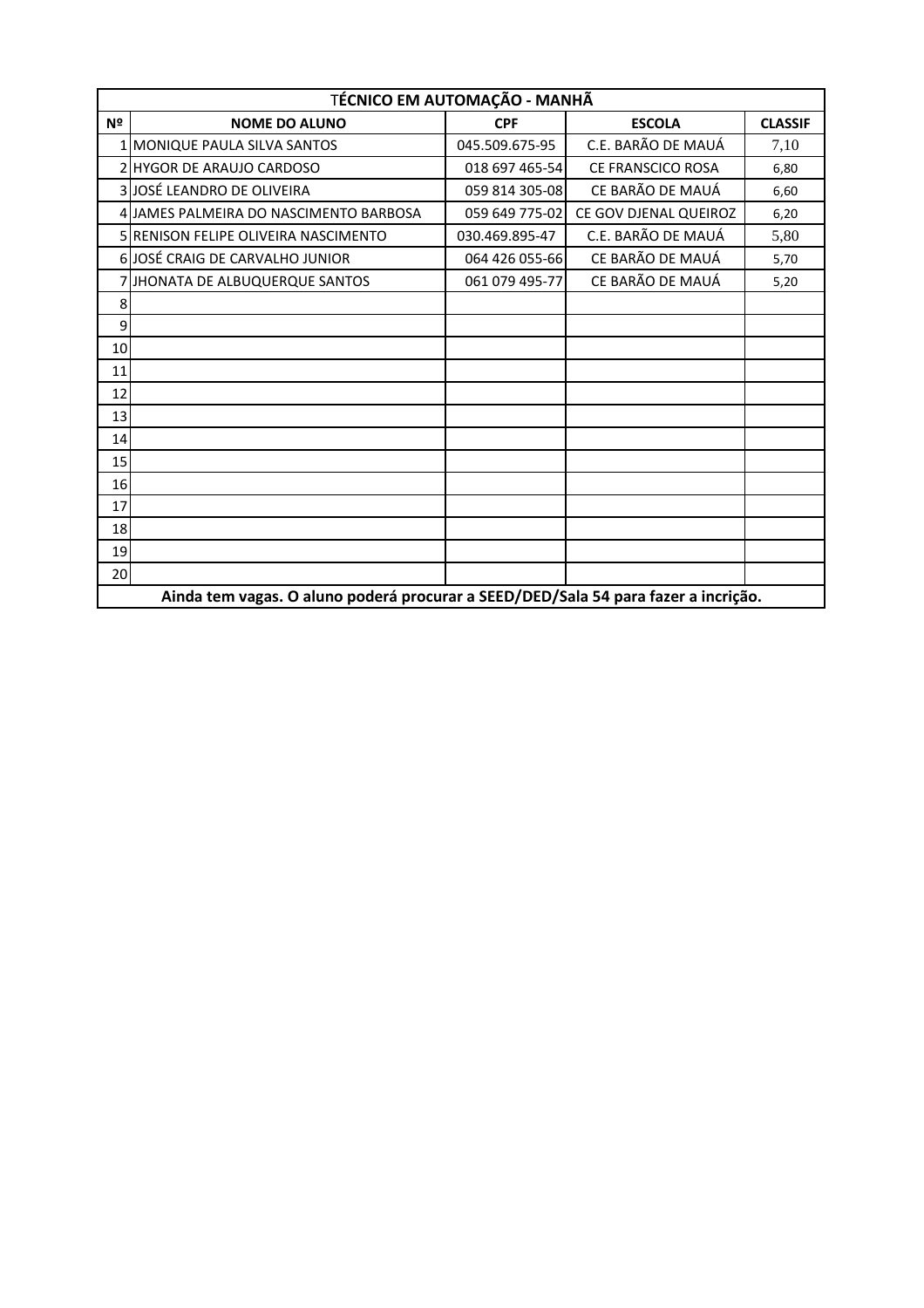| TÉCNICO EM AUTOMAÇÃO - MANHÃ | | | | |
|---|---|---|---|---|
| **Nº** | **NOME DO ALUNO** | **CPF** | **ESCOLA** | **CLASSIF** |
| 1 | MONIQUE PAULA SILVA SANTOS | 045.509.675-95 | C.E. BARÃO DE MAUÁ | 7,10 |
| 2 | HYGOR DE ARAUJO CARDOSO | 018 697 465-54 | CE FRANSCICO ROSA | 6,80 |
| 3 | JOSÉ LEANDRO DE OLIVEIRA | 059 814 305-08 | CE BARÃO DE MAUÁ | 6,60 |
| 4 | JAMES PALMEIRA DO NASCIMENTO BARBOSA | 059 649 775-02 | CE GOV DJENAL QUEIROZ | 6,20 |
| 5 | RENISON FELIPE OLIVEIRA NASCIMENTO | 030.469.895-47 | C.E. BARÃO DE MAUÁ | 5,80 |
| 6 | JOSÉ CRAIG DE CARVALHO JUNIOR | 064 426 055-66 | CE BARÃO DE MAUÁ | 5,70 |
| 7 | JHONATA DE ALBUQUERQUE SANTOS | 061 079 495-77 | CE BARÃO DE MAUÁ | 5,20 |
| 8 | | | | |
| 9 | | | | |
| 10 | | | | |
| 11 | | | | |
| 12 | | | | |
| 13 | | | | |
| 14 | | | | |
| 15 | | | | |
| 16 | | | | |
| 17 | | | | |
| 18 | | | | |
| 19 | | | | |
| 20 | | | | |
| **Ainda tem vagas. O aluno poderá procurar a SEED/DED/Sala 54 para fazer a incrição.** | | | | |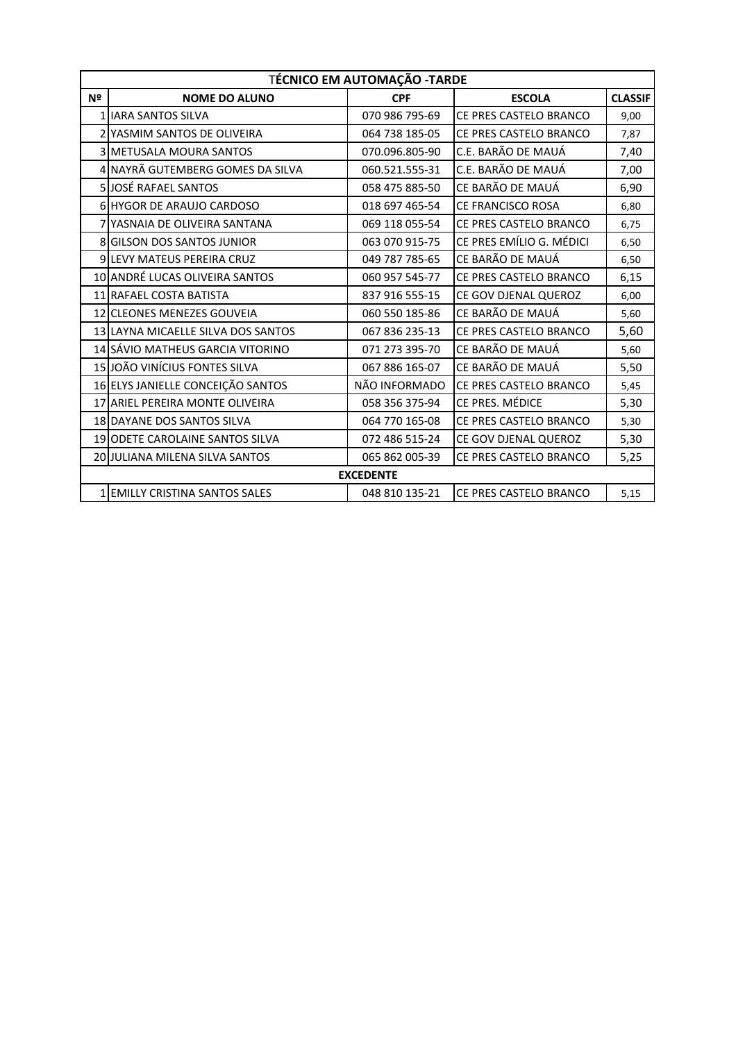| TÉCNICO EM AUTOMAÇÃO -TARDE | | | | |
|---|---|---|---|---|
| **Nº** | **NOME DO ALUNO** | **CPF** | **ESCOLA** | **CLASSIF** |
| 1 | IARA SANTOS SILVA | 070 986 795-69 | CE PRES CASTELO BRANCO | 9,00 |
| 2 | YASMIM SANTOS DE OLIVEIRA | 064 738 185-05 | CE PRES CASTELO BRANCO | 7,87 |
| 3 | METUSALA MOURA SANTOS | 070.096.805-90 | C.E. BARÃO DE MAUÁ | 7,40 |
| 4 | NAYRÃ GUTEMBERG GOMES DA SILVA | 060.521.555-31 | C.E. BARÃO DE MAUÁ | 7,00 |
| 5 | JOSÉ RAFAEL SANTOS | 058 475 885-50 | CE BARÃO DE MAUÁ | 6,90 |
| 6 | HYGOR DE ARAUJO CARDOSO | 018 697 465-54 | CE FRANCISCO ROSA | 6,80 |
| 7 | YASNAIA DE OLIVEIRA SANTANA | 069 118 055-54 | CE PRES CASTELO BRANCO | 6,75 |
| 8 | GILSON DOS SANTOS JUNIOR | 063 070 915-75 | CE PRES EMÍLIO G. MÉDICI | 6,50 |
| 9 | LEVY MATEUS PEREIRA CRUZ | 049 787 785-65 | CE BARÃO DE MAUÁ | 6,50 |
| 10 | ANDRÉ LUCAS OLIVEIRA SANTOS | 060 957 545-77 | CE PRES CASTELO BRANCO | 6,15 |
| 11 | RAFAEL COSTA BATISTA | 837 916 555-15 | CE GOV DJENAL QUEROZ | 6,00 |
| 12 | CLEONES MENEZES GOUVEIA | 060 550 185-86 | CE BARÃO DE MAUÁ | 5,60 |
| 13 | LAYNA MICAELLE SILVA DOS SANTOS | 067 836 235-13 | CE PRES CASTELO BRANCO | 5,60 |
| 14 | SÁVIO MATHEUS GARCIA VITORINO | 071 273 395-70 | CE BARÃO DE MAUÁ | 5,60 |
| 15 | JOÃO VINÍCIUS FONTES SILVA | 067 886 165-07 | CE BARÃO DE MAUÁ | 5,50 |
| 16 | ELYS JANIELLE CONCEIÇÃO SANTOS | NÃO INFORMADO | CE PRES CASTELO BRANCO | 5,45 |
| 17 | ARIEL PEREIRA MONTE OLIVEIRA | 058 356 375-94 | CE PRES. MÉDICE | 5,30 |
| 18 | DAYANE DOS SANTOS SILVA | 064 770 165-08 | CE PRES CASTELO BRANCO | 5,30 |
| 19 | ODETE CAROLAINE SANTOS SILVA | 072 486 515-24 | CE GOV DJENAL QUEROZ | 5,30 |
| 20 | JULIANA MILENA SILVA SANTOS | 065 862 005-39 | CE PRES CASTELO BRANCO | 5,25 |
| **EXCEDENTE** | | | | |
| 1 | EMILLY CRISTINA SANTOS SALES | 048 810 135-21 | CE PRES CASTELO BRANCO | 5,15 |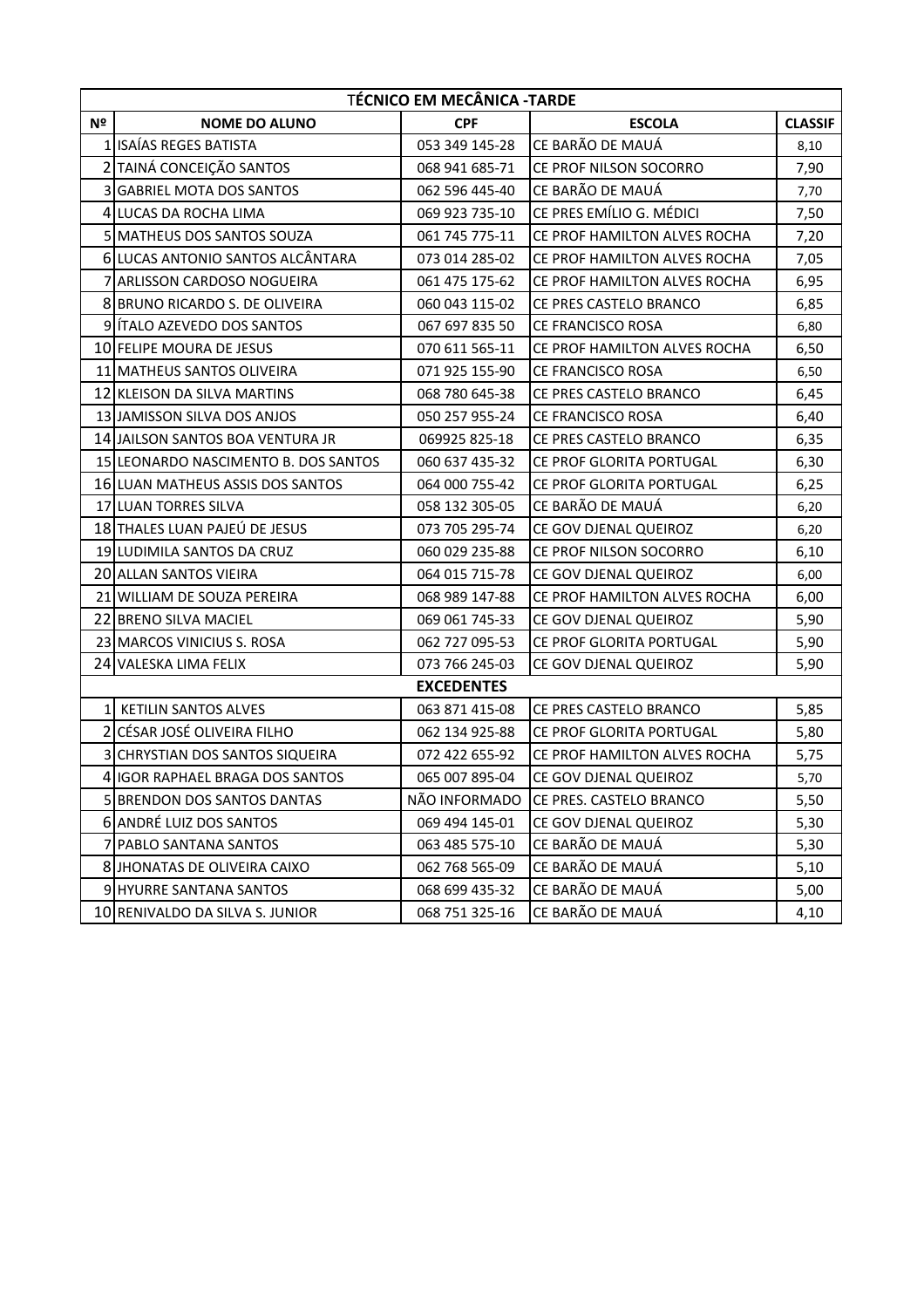| TÉCNICO EM MECÂNICA -TARDE | | | | |
|---|---|---|---|---|
| **Nº** | **NOME DO ALUNO** | **CPF** | **ESCOLA** | **CLASSIF** |
| 1 | ISAÍAS REGES BATISTA | 053 349 145-28 | CE BARÃO DE MAUÁ | 8,10 |
| 2 | TAINÁ CONCEIÇÃO SANTOS | 068 941 685-71 | CE PROF NILSON SOCORRO | 7,90 |
| 3 | GABRIEL MOTA DOS SANTOS | 062 596 445-40 | CE BARÃO DE MAUÁ | 7,70 |
| 4 | LUCAS DA ROCHA LIMA | 069 923 735-10 | CE PRES EMÍLIO G. MÉDICI | 7,50 |
| 5 | MATHEUS DOS SANTOS SOUZA | 061 745 775-11 | CE PROF HAMILTON ALVES ROCHA | 7,20 |
| 6 | LUCAS ANTONIO SANTOS ALCÂNTARA | 073 014 285-02 | CE PROF HAMILTON ALVES ROCHA | 7,05 |
| 7 | ARLISSON CARDOSO NOGUEIRA | 061 475 175-62 | CE PROF HAMILTON ALVES ROCHA | 6,95 |
| 8 | BRUNO RICARDO S. DE OLIVEIRA | 060 043 115-02 | CE PRES CASTELO BRANCO | 6,85 |
| 9 | ÍTALO AZEVEDO DOS SANTOS | 067 697 835 50 | CE FRANCISCO ROSA | 6,80 |
| 10 | FELIPE MOURA DE JESUS | 070 611 565-11 | CE PROF HAMILTON ALVES ROCHA | 6,50 |
| 11 | MATHEUS SANTOS OLIVEIRA | 071 925 155-90 | CE FRANCISCO ROSA | 6,50 |
| 12 | KLEISON DA SILVA MARTINS | 068 780 645-38 | CE PRES CASTELO BRANCO | 6,45 |
| 13 | JAMISSON SILVA DOS ANJOS | 050 257 955-24 | CE FRANCISCO ROSA | 6,40 |
| 14 | JAILSON SANTOS BOA VENTURA JR | 069925 825-18 | CE PRES CASTELO BRANCO | 6,35 |
| 15 | LEONARDO NASCIMENTO B. DOS SANTOS | 060 637 435-32 | CE PROF GLORITA PORTUGAL | 6,30 |
| 16 | LUAN MATHEUS ASSIS DOS SANTOS | 064 000 755-42 | CE PROF GLORITA PORTUGAL | 6,25 |
| 17 | LUAN TORRES SILVA | 058 132 305-05 | CE BARÃO DE MAUÁ | 6,20 |
| 18 | THALES LUAN PAJEÚ DE JESUS | 073 705 295-74 | CE GOV DJENAL QUEIROZ | 6,20 |
| 19 | LUDIMILA SANTOS DA CRUZ | 060 029 235-88 | CE PROF NILSON SOCORRO | 6,10 |
| 20 | ALLAN SANTOS VIEIRA | 064 015 715-78 | CE GOV DJENAL QUEIROZ | 6,00 |
| 21 | WILLIAM DE SOUZA PEREIRA | 068 989 147-88 | CE PROF HAMILTON ALVES ROCHA | 6,00 |
| 22 | BRENO SILVA MACIEL | 069 061 745-33 | CE GOV DJENAL QUEIROZ | 5,90 |
| 23 | MARCOS VINICIUS S. ROSA | 062 727 095-53 | CE PROF GLORITA PORTUGAL | 5,90 |
| 24 | VALESKA LIMA FELIX | 073 766 245-03 | CE GOV DJENAL QUEIROZ | 5,90 |
| **EXCEDENTES** | | | | |
| 1 | KETILIN SANTOS ALVES | 063 871 415-08 | CE PRES CASTELO BRANCO | 5,85 |
| 2 | CÉSAR JOSÉ OLIVEIRA FILHO | 062 134 925-88 | CE PROF GLORITA PORTUGAL | 5,80 |
| 3 | CHRYSTIAN DOS SANTOS SIQUEIRA | 072 422 655-92 | CE PROF HAMILTON ALVES ROCHA | 5,75 |
| 4 | IGOR RAPHAEL BRAGA DOS SANTOS | 065 007 895-04 | CE GOV DJENAL QUEIROZ | 5,70 |
| 5 | BRENDON DOS SANTOS DANTAS | NÃO INFORMADO | CE PRES. CASTELO BRANCO | 5,50 |
| 6 | ANDRÉ LUIZ DOS SANTOS | 069 494 145-01 | CE GOV DJENAL QUEIROZ | 5,30 |
| 7 | PABLO SANTANA SANTOS | 063 485 575-10 | CE BARÃO DE MAUÁ | 5,30 |
| 8 | JHONATAS DE OLIVEIRA CAIXO | 062 768 565-09 | CE BARÃO DE MAUÁ | 5,10 |
| 9 | HYURRE SANTANA SANTOS | 068 699 435-32 | CE BARÃO DE MAUÁ | 5,00 |
| 10 | RENIVALDO DA SILVA S. JUNIOR | 068 751 325-16 | CE BARÃO DE MAUÁ | 4,10 |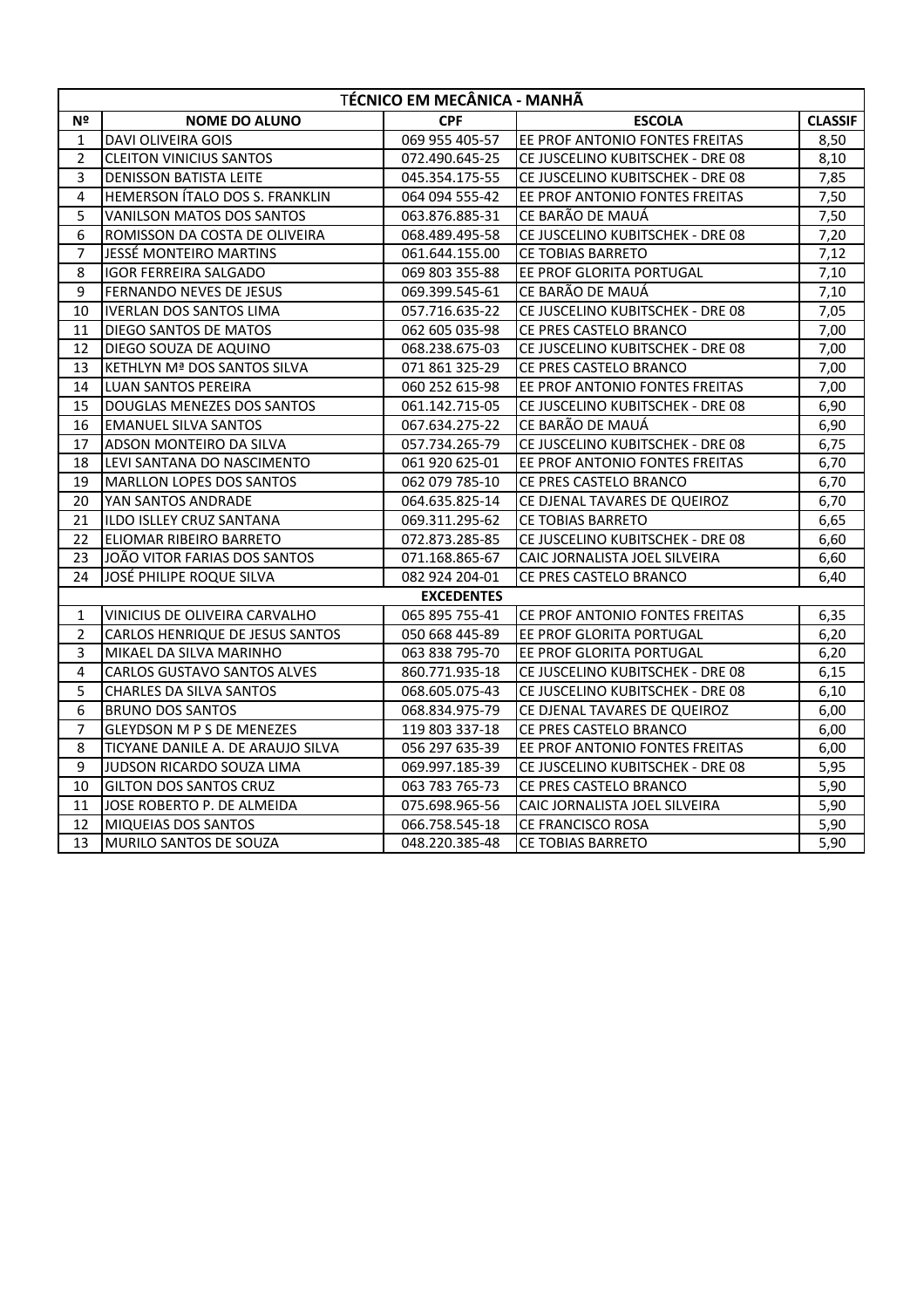| TÉCNICO EM MECÂNICA - MANHÃ | | | | |
|---|---|---|---|---|
| Nº | NOME DO ALUNO | CPF | ESCOLA | CLASSIF |
| 1 | DAVI OLIVEIRA GOIS | 069 955 405-57 | EE PROF ANTONIO FONTES FREITAS | 8,50 |
| 2 | CLEITON VINICIUS SANTOS | 072.490.645-25 | CE JUSCELINO KUBITSCHEK - DRE 08 | 8,10 |
| 3 | DENISSON BATISTA LEITE | 045.354.175-55 | CE JUSCELINO KUBITSCHEK - DRE 08 | 7,85 |
| 4 | HEMERSON ÍTALO DOS S. FRANKLIN | 064 094 555-42 | EE PROF ANTONIO FONTES FREITAS | 7,50 |
| 5 | VANILSON MATOS DOS SANTOS | 063.876.885-31 | CE BARÃO DE MAUÁ | 7,50 |
| 6 | ROMISSON DA COSTA DE OLIVEIRA | 068.489.495-58 | CE JUSCELINO KUBITSCHEK - DRE 08 | 7,20 |
| 7 | JESSÉ MONTEIRO MARTINS | 061.644.155.00 | CE TOBIAS BARRETO | 7,12 |
| 8 | IGOR FERREIRA SALGADO | 069 803 355-88 | EE PROF GLORITA PORTUGAL | 7,10 |
| 9 | FERNANDO NEVES DE JESUS | 069.399.545-61 | CE BARÃO DE MAUÁ | 7,10 |
| 10 | IVERLAN DOS SANTOS LIMA | 057.716.635-22 | CE JUSCELINO KUBITSCHEK - DRE 08 | 7,05 |
| 11 | DIEGO SANTOS DE MATOS | 062 605 035-98 | CE PRES CASTELO BRANCO | 7,00 |
| 12 | DIEGO SOUZA DE AQUINO | 068.238.675-03 | CE JUSCELINO KUBITSCHEK - DRE 08 | 7,00 |
| 13 | KETHLYN Mª DOS SANTOS SILVA | 071 861 325-29 | CE PRES CASTELO BRANCO | 7,00 |
| 14 | LUAN SANTOS PEREIRA | 060 252 615-98 | EE PROF ANTONIO FONTES FREITAS | 7,00 |
| 15 | DOUGLAS MENEZES DOS SANTOS | 061.142.715-05 | CE JUSCELINO KUBITSCHEK - DRE 08 | 6,90 |
| 16 | EMANUEL SILVA SANTOS | 067.634.275-22 | CE BARÃO DE MAUÁ | 6,90 |
| 17 | ADSON MONTEIRO DA SILVA | 057.734.265-79 | CE JUSCELINO KUBITSCHEK - DRE 08 | 6,75 |
| 18 | LEVI SANTANA DO NASCIMENTO | 061 920 625-01 | EE PROF ANTONIO FONTES FREITAS | 6,70 |
| 19 | MARLLON LOPES DOS SANTOS | 062 079 785-10 | CE PRES CASTELO BRANCO | 6,70 |
| 20 | YAN SANTOS ANDRADE | 064.635.825-14 | CE DJENAL TAVARES DE QUEIROZ | 6,70 |
| 21 | ILDO ISLLEY CRUZ SANTANA | 069.311.295-62 | CE TOBIAS BARRETO | 6,65 |
| 22 | ELIOMAR RIBEIRO BARRETO | 072.873.285-85 | CE JUSCELINO KUBITSCHEK - DRE 08 | 6,60 |
| 23 | JOÃO VITOR FARIAS DOS SANTOS | 071.168.865-67 | CAIC JORNALISTA JOEL SILVEIRA | 6,60 |
| 24 | JOSÉ PHILIPE ROQUE SILVA | 082 924 204-01 | CE PRES CASTELO BRANCO | 6,40 |
| EXCEDENTES | | | | |
| 1 | VINICIUS DE OLIVEIRA CARVALHO | 065 895 755-41 | CE PROF ANTONIO FONTES FREITAS | 6,35 |
| 2 | CARLOS HENRIQUE DE JESUS SANTOS | 050 668 445-89 | EE PROF GLORITA PORTUGAL | 6,20 |
| 3 | MIKAEL DA SILVA MARINHO | 063 838 795-70 | EE PROF GLORITA PORTUGAL | 6,20 |
| 4 | CARLOS GUSTAVO SANTOS ALVES | 860.771.935-18 | CE JUSCELINO KUBITSCHEK - DRE 08 | 6,15 |
| 5 | CHARLES DA SILVA SANTOS | 068.605.075-43 | CE JUSCELINO KUBITSCHEK - DRE 08 | 6,10 |
| 6 | BRUNO DOS SANTOS | 068.834.975-79 | CE DJENAL TAVARES DE QUEIROZ | 6,00 |
| 7 | GLEYDSON M P S DE MENEZES | 119 803 337-18 | CE PRES CASTELO BRANCO | 6,00 |
| 8 | TICYANE DANILE A. DE ARAUJO SILVA | 056 297 635-39 | EE PROF ANTONIO FONTES FREITAS | 6,00 |
| 9 | JUDSON RICARDO SOUZA LIMA | 069.997.185-39 | CE JUSCELINO KUBITSCHEK - DRE 08 | 5,95 |
| 10 | GILTON DOS SANTOS CRUZ | 063 783 765-73 | CE PRES CASTELO BRANCO | 5,90 |
| 11 | JOSE ROBERTO P. DE ALMEIDA | 075.698.965-56 | CAIC JORNALISTA JOEL SILVEIRA | 5,90 |
| 12 | MIQUEIAS DOS SANTOS | 066.758.545-18 | CE FRANCISCO ROSA | 5,90 |
| 13 | MURILO SANTOS DE SOUZA | 048.220.385-48 | CE TOBIAS BARRETO | 5,90 |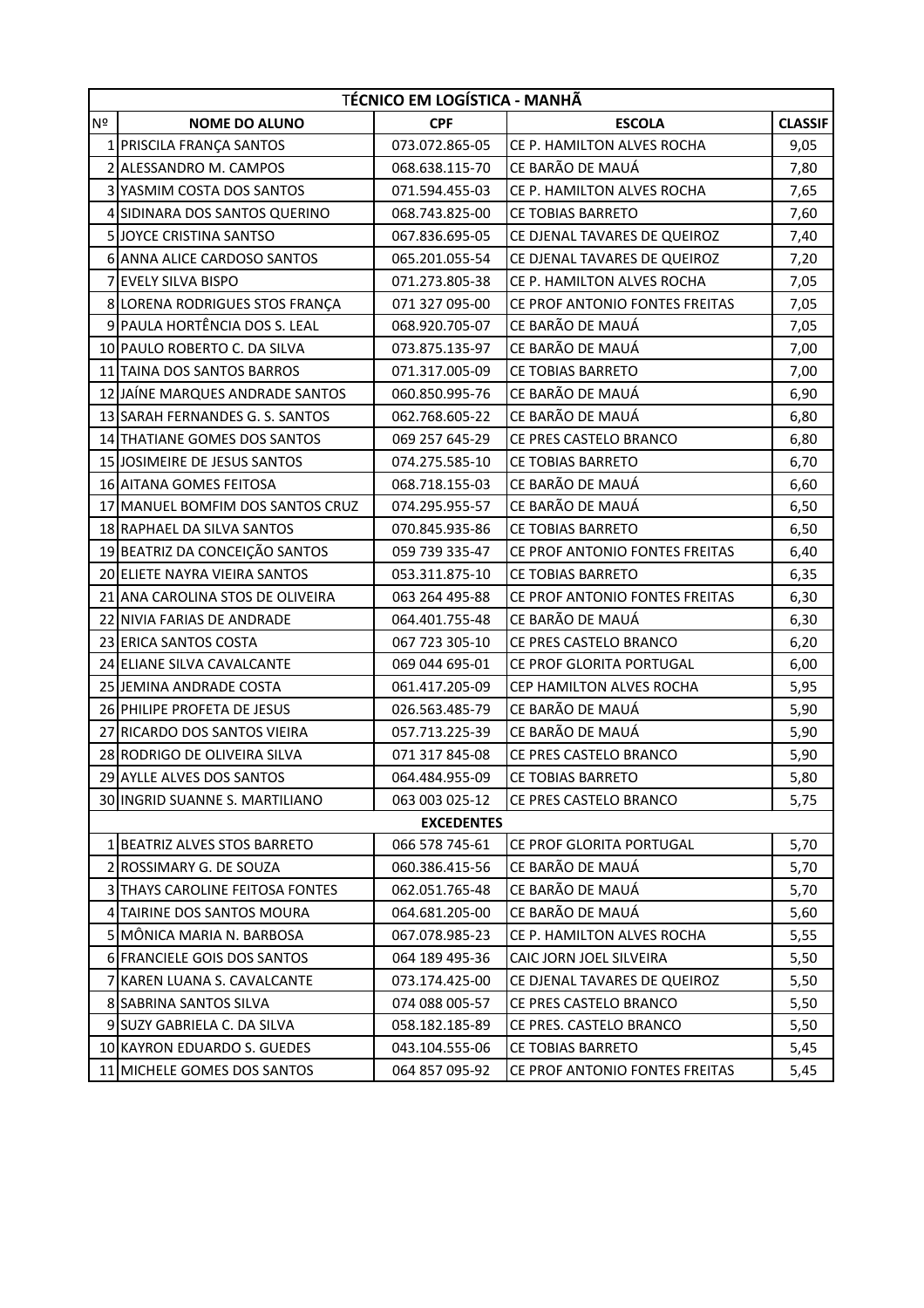| TÉCNICO EM LOGÍSTICA - MANHÃ | | | | |
|---|---|---|---|---|
| Nº | NOME DO ALUNO | CPF | ESCOLA | CLASSIF |
| 1 | PRISCILA FRANÇA SANTOS | 073.072.865-05 | CE P. HAMILTON ALVES ROCHA | 9,05 |
| 2 | ALESSANDRO M. CAMPOS | 068.638.115-70 | CE BARÃO DE MAUÁ | 7,80 |
| 3 | YASMIM COSTA DOS SANTOS | 071.594.455-03 | CE P. HAMILTON ALVES ROCHA | 7,65 |
| 4 | SIDINARA DOS SANTOS QUERINO | 068.743.825-00 | CE TOBIAS BARRETO | 7,60 |
| 5 | JOYCE CRISTINA SANTSO | 067.836.695-05 | CE DJENAL TAVARES DE QUEIROZ | 7,40 |
| 6 | ANNA ALICE CARDOSO SANTOS | 065.201.055-54 | CE DJENAL TAVARES DE QUEIROZ | 7,20 |
| 7 | EVELY SILVA BISPO | 071.273.805-38 | CE P. HAMILTON ALVES ROCHA | 7,05 |
| 8 | LORENA RODRIGUES STOS FRANÇA | 071 327 095-00 | CE PROF ANTONIO FONTES FREITAS | 7,05 |
| 9 | PAULA HORTÊNCIA DOS S. LEAL | 068.920.705-07 | CE BARÃO DE MAUÁ | 7,05 |
| 10 | PAULO ROBERTO C. DA SILVA | 073.875.135-97 | CE BARÃO DE MAUÁ | 7,00 |
| 11 | TAINA DOS SANTOS BARROS | 071.317.005-09 | CE TOBIAS BARRETO | 7,00 |
| 12 | JAÍNE MARQUES ANDRADE SANTOS | 060.850.995-76 | CE BARÃO DE MAUÁ | 6,90 |
| 13 | SARAH FERNANDES G. S. SANTOS | 062.768.605-22 | CE BARÃO DE MAUÁ | 6,80 |
| 14 | THATIANE GOMES DOS SANTOS | 069 257 645-29 | CE PRES CASTELO BRANCO | 6,80 |
| 15 | JOSIMEIRE DE JESUS SANTOS | 074.275.585-10 | CE TOBIAS BARRETO | 6,70 |
| 16 | AITANA GOMES FEITOSA | 068.718.155-03 | CE BARÃO DE MAUÁ | 6,60 |
| 17 | MANUEL BOMFIM DOS SANTOS CRUZ | 074.295.955-57 | CE BARÃO DE MAUÁ | 6,50 |
| 18 | RAPHAEL DA SILVA SANTOS | 070.845.935-86 | CE TOBIAS BARRETO | 6,50 |
| 19 | BEATRIZ DA CONCEIÇÃO SANTOS | 059 739 335-47 | CE PROF ANTONIO FONTES FREITAS | 6,40 |
| 20 | ELIETE NAYRA VIEIRA SANTOS | 053.311.875-10 | CE TOBIAS BARRETO | 6,35 |
| 21 | ANA CAROLINA STOS DE OLIVEIRA | 063 264 495-88 | CE PROF ANTONIO FONTES FREITAS | 6,30 |
| 22 | NIVIA FARIAS DE ANDRADE | 064.401.755-48 | CE BARÃO DE MAUÁ | 6,30 |
| 23 | ERICA SANTOS COSTA | 067 723 305-10 | CE PRES CASTELO BRANCO | 6,20 |
| 24 | ELIANE SILVA CAVALCANTE | 069 044 695-01 | CE PROF GLORITA PORTUGAL | 6,00 |
| 25 | JEMINA ANDRADE COSTA | 061.417.205-09 | CEP HAMILTON ALVES ROCHA | 5,95 |
| 26 | PHILIPE PROFETA DE JESUS | 026.563.485-79 | CE BARÃO DE MAUÁ | 5,90 |
| 27 | RICARDO DOS SANTOS VIEIRA | 057.713.225-39 | CE BARÃO DE MAUÁ | 5,90 |
| 28 | RODRIGO DE OLIVEIRA SILVA | 071 317 845-08 | CE PRES CASTELO BRANCO | 5,90 |
| 29 | AYLLE ALVES DOS SANTOS | 064.484.955-09 | CE TOBIAS BARRETO | 5,80 |
| 30 | INGRID SUANNE S. MARTILIANO | 063 003 025-12 | CE PRES CASTELO BRANCO | 5,75 |
| EXCEDENTES | | | | |
| 1 | BEATRIZ ALVES STOS BARRETO | 066 578 745-61 | CE PROF GLORITA PORTUGAL | 5,70 |
| 2 | ROSSIMARY G. DE SOUZA | 060.386.415-56 | CE BARÃO DE MAUÁ | 5,70 |
| 3 | THAYS CAROLINE FEITOSA FONTES | 062.051.765-48 | CE BARÃO DE MAUÁ | 5,70 |
| 4 | TAIRINE DOS SANTOS MOURA | 064.681.205-00 | CE BARÃO DE MAUÁ | 5,60 |
| 5 | MÔNICA MARIA N. BARBOSA | 067.078.985-23 | CE P. HAMILTON ALVES ROCHA | 5,55 |
| 6 | FRANCIELE GOIS DOS SANTOS | 064 189 495-36 | CAIC JORN JOEL SILVEIRA | 5,50 |
| 7 | KAREN LUANA S. CAVALCANTE | 073.174.425-00 | CE DJENAL TAVARES DE QUEIROZ | 5,50 |
| 8 | SABRINA SANTOS SILVA | 074 088 005-57 | CE PRES CASTELO BRANCO | 5,50 |
| 9 | SUZY GABRIELA C. DA SILVA | 058.182.185-89 | CE PRES. CASTELO BRANCO | 5,50 |
| 10 | KAYRON EDUARDO S. GUEDES | 043.104.555-06 | CE TOBIAS BARRETO | 5,45 |
| 11 | MICHELE GOMES DOS SANTOS | 064 857 095-92 | CE PROF ANTONIO FONTES FREITAS | 5,45 |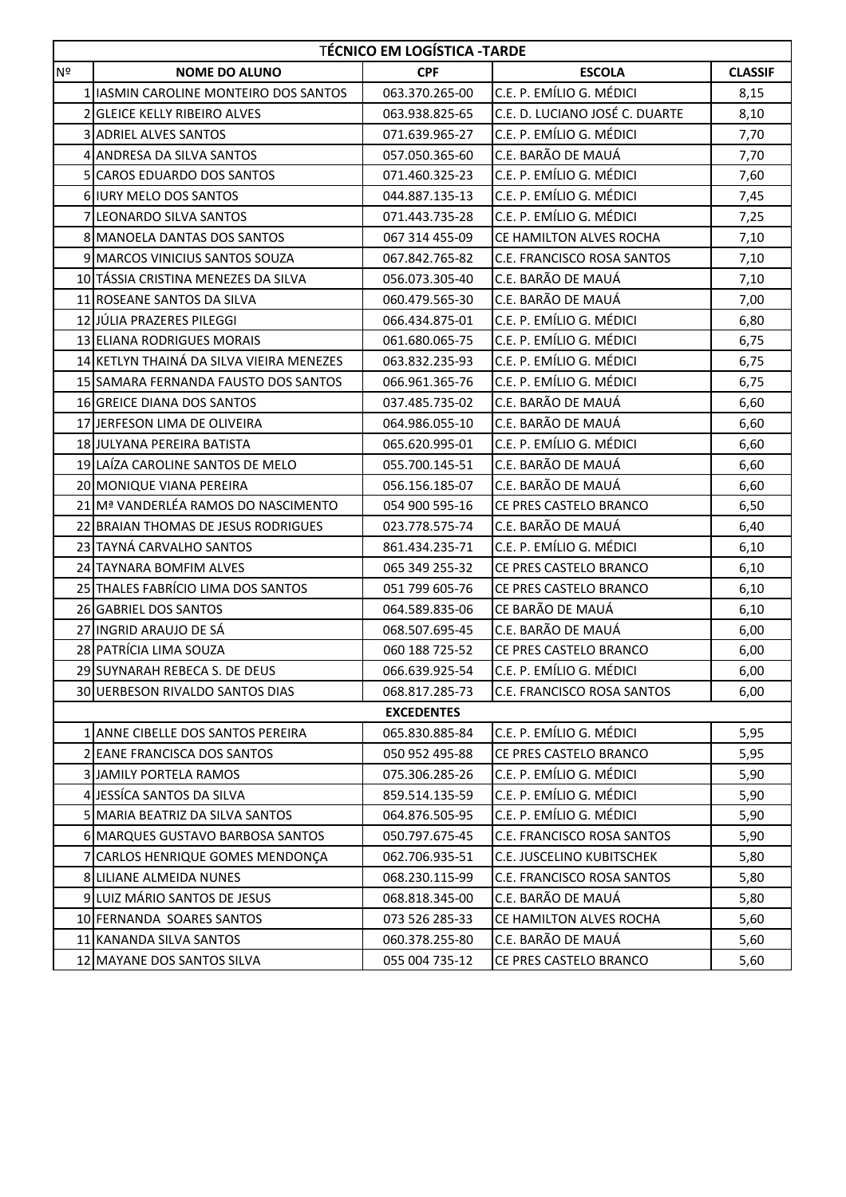| TÉCNICO EM LOGÍSTICA -TARDE | | | | |
|---|---|---|---|---|
| Nº | NOME DO ALUNO | CPF | ESCOLA | CLASSIF |
| 1 | IASMIN CAROLINE MONTEIRO DOS SANTOS | 063.370.265-00 | C.E. P. EMÍLIO G. MÉDICI | 8,15 |
| 2 | GLEICE KELLY RIBEIRO ALVES | 063.938.825-65 | C.E. D. LUCIANO JOSÉ C. DUARTE | 8,10 |
| 3 | ADRIEL ALVES SANTOS | 071.639.965-27 | C.E. P. EMÍLIO G. MÉDICI | 7,70 |
| 4 | ANDRESA DA SILVA SANTOS | 057.050.365-60 | C.E. BARÃO DE MAUÁ | 7,70 |
| 5 | CAROS EDUARDO DOS SANTOS | 071.460.325-23 | C.E. P. EMÍLIO G. MÉDICI | 7,60 |
| 6 | IURY MELO DOS SANTOS | 044.887.135-13 | C.E. P. EMÍLIO G. MÉDICI | 7,45 |
| 7 | LEONARDO SILVA SANTOS | 071.443.735-28 | C.E. P. EMÍLIO G. MÉDICI | 7,25 |
| 8 | MANOELA DANTAS DOS SANTOS | 067 314 455-09 | CE HAMILTON ALVES ROCHA | 7,10 |
| 9 | MARCOS VINICIUS SANTOS SOUZA | 067.842.765-82 | C.E. FRANCISCO ROSA SANTOS | 7,10 |
| 10 | TÁSSIA CRISTINA MENEZES DA SILVA | 056.073.305-40 | C.E. BARÃO DE MAUÁ | 7,10 |
| 11 | ROSEANE SANTOS DA SILVA | 060.479.565-30 | C.E. BARÃO DE MAUÁ | 7,00 |
| 12 | JÚLIA PRAZERES PILEGGI | 066.434.875-01 | C.E. P. EMÍLIO G. MÉDICI | 6,80 |
| 13 | ELIANA RODRIGUES MORAIS | 061.680.065-75 | C.E. P. EMÍLIO G. MÉDICI | 6,75 |
| 14 | KETLYN THAINÁ DA SILVA VIEIRA MENEZES | 063.832.235-93 | C.E. P. EMÍLIO G. MÉDICI | 6,75 |
| 15 | SAMARA FERNANDA FAUSTO DOS SANTOS | 066.961.365-76 | C.E. P. EMÍLIO G. MÉDICI | 6,75 |
| 16 | GREICE DIANA DOS SANTOS | 037.485.735-02 | C.E. BARÃO DE MAUÁ | 6,60 |
| 17 | JERFESON LIMA DE OLIVEIRA | 064.986.055-10 | C.E. BARÃO DE MAUÁ | 6,60 |
| 18 | JULYANA PEREIRA BATISTA | 065.620.995-01 | C.E. P. EMÍLIO G. MÉDICI | 6,60 |
| 19 | LAÍZA CAROLINE SANTOS DE MELO | 055.700.145-51 | C.E. BARÃO DE MAUÁ | 6,60 |
| 20 | MONIQUE VIANA PEREIRA | 056.156.185-07 | C.E. BARÃO DE MAUÁ | 6,60 |
| 21 | Mª VANDERLÉA RAMOS DO NASCIMENTO | 054 900 595-16 | CE PRES CASTELO BRANCO | 6,50 |
| 22 | BRAIAN THOMAS DE JESUS RODRIGUES | 023.778.575-74 | C.E. BARÃO DE MAUÁ | 6,40 |
| 23 | TAYNÁ CARVALHO SANTOS | 861.434.235-71 | C.E. P. EMÍLIO G. MÉDICI | 6,10 |
| 24 | TAYNARA BOMFIM ALVES | 065 349 255-32 | CE PRES CASTELO BRANCO | 6,10 |
| 25 | THALES FABRÍCIO LIMA DOS SANTOS | 051 799 605-76 | CE PRES CASTELO BRANCO | 6,10 |
| 26 | GABRIEL DOS SANTOS | 064.589.835-06 | CE BARÃO DE MAUÁ | 6,10 |
| 27 | INGRID ARAUJO DE SÁ | 068.507.695-45 | C.E. BARÃO DE MAUÁ | 6,00 |
| 28 | PATRÍCIA LIMA SOUZA | 060 188 725-52 | CE PRES CASTELO BRANCO | 6,00 |
| 29 | SUYNARAH REBECA S. DE DEUS | 066.639.925-54 | C.E. P. EMÍLIO G. MÉDICI | 6,00 |
| 30 | UERBESON RIVALDO SANTOS DIAS | 068.817.285-73 | C.E. FRANCISCO ROSA SANTOS | 6,00 |
| EXCEDENTES | | | | |
| 1 | ANNE CIBELLE DOS SANTOS PEREIRA | 065.830.885-84 | C.E. P. EMÍLIO G. MÉDICI | 5,95 |
| 2 | EANE FRANCISCA DOS SANTOS | 050 952 495-88 | CE PRES CASTELO BRANCO | 5,95 |
| 3 | JAMILY PORTELA RAMOS | 075.306.285-26 | C.E. P. EMÍLIO G. MÉDICI | 5,90 |
| 4 | JESSÍCA SANTOS DA SILVA | 859.514.135-59 | C.E. P. EMÍLIO G. MÉDICI | 5,90 |
| 5 | MARIA BEATRIZ DA SILVA SANTOS | 064.876.505-95 | C.E. P. EMÍLIO G. MÉDICI | 5,90 |
| 6 | MARQUES GUSTAVO BARBOSA SANTOS | 050.797.675-45 | C.E. FRANCISCO ROSA SANTOS | 5,90 |
| 7 | CARLOS HENRIQUE GOMES MENDONÇA | 062.706.935-51 | C.E. JUSCELINO KUBITSCHEK | 5,80 |
| 8 | LILIANE ALMEIDA NUNES | 068.230.115-99 | C.E. FRANCISCO ROSA SANTOS | 5,80 |
| 9 | LUIZ MÁRIO SANTOS DE JESUS | 068.818.345-00 | C.E. BARÃO DE MAUÁ | 5,80 |
| 10 | FERNANDA SOARES SANTOS | 073 526 285-33 | CE HAMILTON ALVES ROCHA | 5,60 |
| 11 | KANANDA SILVA SANTOS | 060.378.255-80 | C.E. BARÃO DE MAUÁ | 5,60 |
| 12 | MAYANE DOS SANTOS SILVA | 055 004 735-12 | CE PRES CASTELO BRANCO | 5,60 |